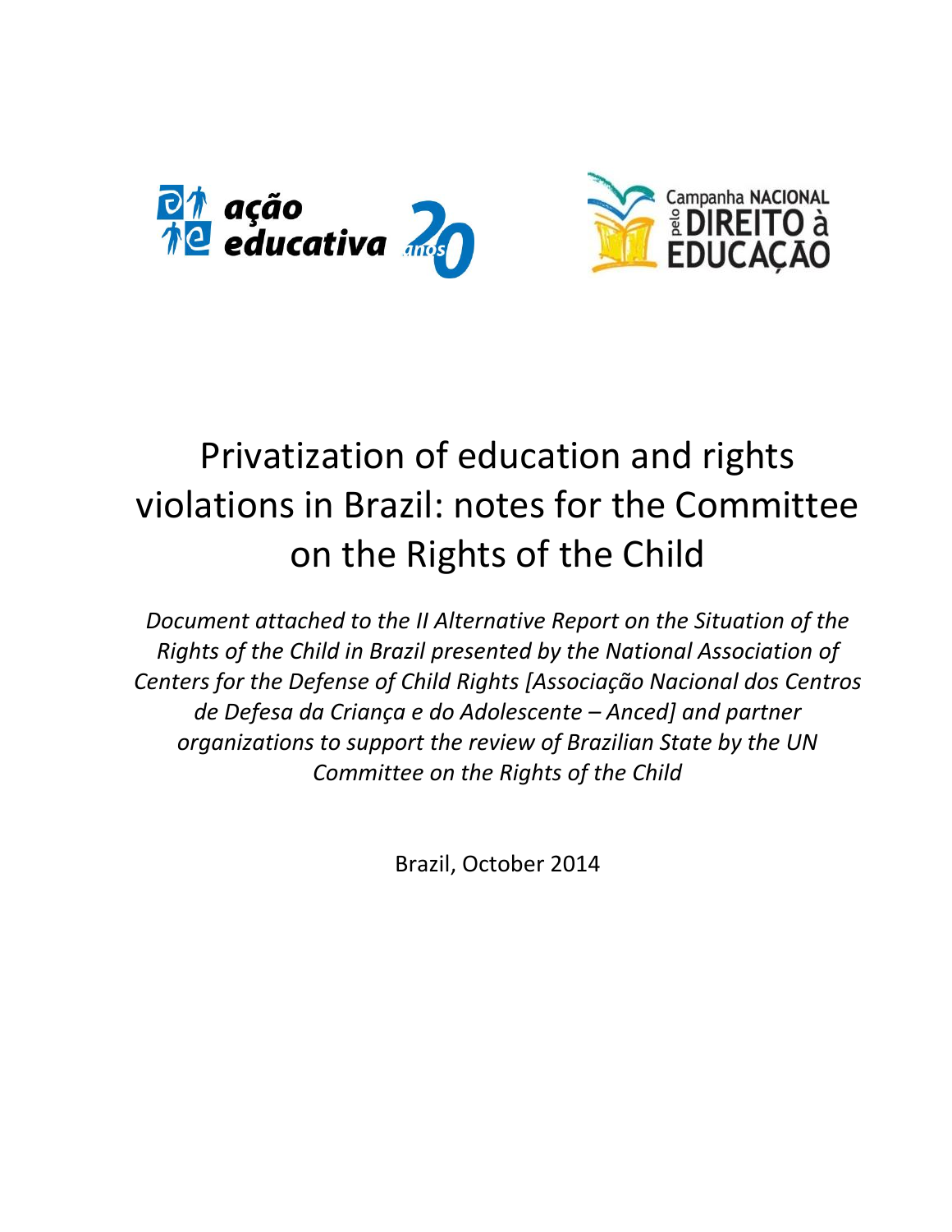# Privatization of education and rights violations in Brazil: notes for the Committee on the Rights of the Child

*Document attached to the II Alternative Report on the Situation of the Rights of the Child in Brazil presented by the National Association of Centers for the Defense of Child Rights [Associação Nacional dos Centros de Defesa da Criança e do Adolescente – Anced] and partner organizations to support the review of Brazilian State by the UN Committee on the Rights of the Child*

Brazil, October 2014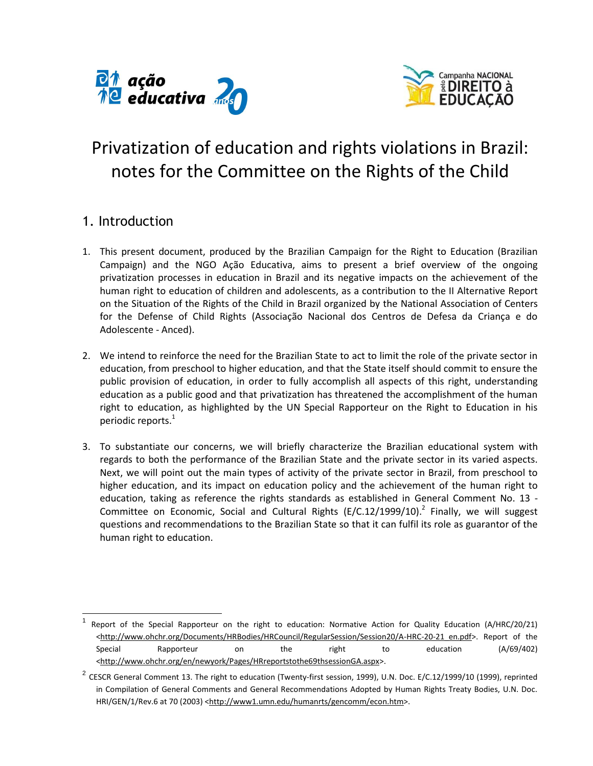# Privatization of education and rights violations in Brazil: notes for the Committee on the Rights of the Child

## 1. Introduction

1. This present document, produced by the Brazilian Campaign for the Right to Education (Brazilian Campaign) and the NGO Ação Educativa, aims to present a brief overview of the ongoing privatization processes in education in Brazil and its negative impacts on the achievement of the human right to education of children and adolescents, as a contribution to the II Alternative Report on the Situation of the Rights of the Child in Brazil organized by the National Association of Centers for the Defense of Child Rights (Associação Nacional dos Centros de Defesa da Criança e do Adolescente - Anced).

2. We intend to reinforce the need for the Brazilian State to act to limit the role of the private sector in education, from preschool to higher education, and that the State itself should commit to ensure the public provision of education, in order to fully accomplish all aspects of this right, understanding education as a public good and that privatization has threatened the accomplishment of the human right to education, as highlighted by the UN Special Rapporteur on the Right to Education in his periodic reports.[1]

3. To substantiate our concerns, we will briefly characterize the Brazilian educational system with regards to both the performance of the Brazilian State and the private sector in its varied aspects. Next, we will point out the main types of activity of the private sector in Brazil, from preschool to higher education, and its impact on education policy and the achievement of the human right to education, taking as reference the rights standards as established in General Comment No. 13 - Committee on Economic, Social and Cultural Rights (E/C.12/1999/10).[2] Finally, we will suggest questions and recommendations to the Brazilian State so that it can fulfil its role as guarantor of the human right to education.

---

[1] Report of the Special Rapporteur on the right to education: Normative Action for Quality Education (A/HRC/20/21) <http://www.ohchr.org/Documents/HRBodies/HRCouncil/RegularSession/Session20/A-HRC-20-21_en.pdf>. Report of the Special Rapporteur on the right to education (A/69/402) <http://www.ohchr.org/en/newyork/Pages/HRreportstothe69thsessionGA.aspx>.

[2] CESCR General Comment 13. The right to education (Twenty-first session, 1999), U.N. Doc. E/C.12/1999/10 (1999), reprinted in Compilation of General Comments and General Recommendations Adopted by Human Rights Treaty Bodies, U.N. Doc. HRI/GEN/1/Rev.6 at 70 (2003) <http://www1.umn.edu/humanrts/gencomm/econ.htm>.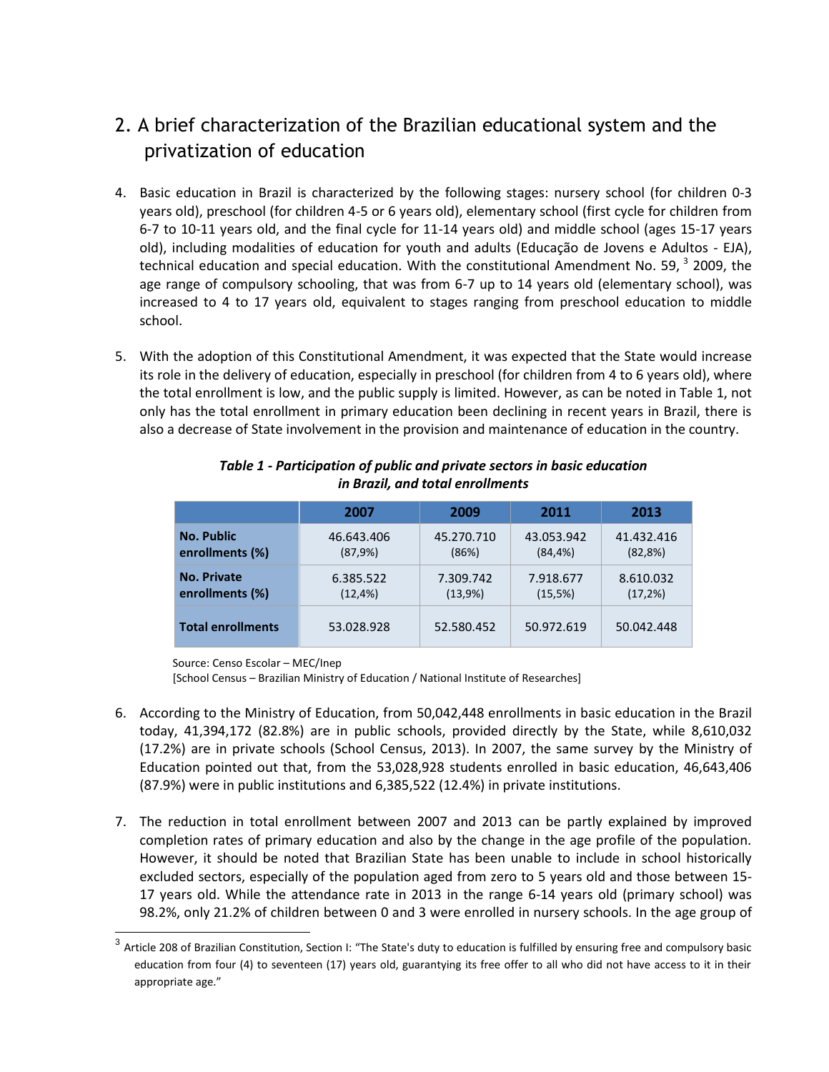## 2. A brief characterization of the Brazilian educational system and the privatization of education

4. Basic education in Brazil is characterized by the following stages: nursery school (for children 0-3 years old), preschool (for children 4-5 or 6 years old), elementary school (first cycle for children from 6-7 to 10-11 years old, and the final cycle for 11-14 years old) and middle school (ages 15-17 years old), including modalities of education for youth and adults (Educação de Jovens e Adultos - EJA), technical education and special education. With the constitutional Amendment No. 59, [3] 2009, the age range of compulsory schooling, that was from 6-7 up to 14 years old (elementary school), was increased to 4 to 17 years old, equivalent to stages ranging from preschool education to middle school.

5. With the adoption of this Constitutional Amendment, it was expected that the State would increase its role in the delivery of education, especially in preschool (for children from 4 to 6 years old), where the total enrollment is low, and the public supply is limited. However, as can be noted in Table 1, not only has the total enrollment in primary education been declining in recent years in Brazil, there is also a decrease of State involvement in the provision and maintenance of education in the country.

***Table 1 - Participation of public and private sectors in basic education in Brazil, and total enrollments***

| | 2007 | 2009 | 2011 | 2013 |
|---|---|---|---|---|
| **No. Public enrollments (%)** | 46.643.406 (87,9%) | 45.270.710 (86%) | 43.053.942 (84,4%) | 41.432.416 (82,8%) |
| **No. Private enrollments (%)** | 6.385.522 (12,4%) | 7.309.742 (13,9%) | 7.918.677 (15,5%) | 8.610.032 (17,2%) |
| **Total enrollments** | 53.028.928 | 52.580.452 | 50.972.619 | 50.042.448 |

Source: Censo Escolar – MEC/Inep
[School Census – Brazilian Ministry of Education / National Institute of Researches]

6. According to the Ministry of Education, from 50,042,448 enrollments in basic education in the Brazil today, 41,394,172 (82.8%) are in public schools, provided directly by the State, while 8,610,032 (17.2%) are in private schools (School Census, 2013). In 2007, the same survey by the Ministry of Education pointed out that, from the 53,028,928 students enrolled in basic education, 46,643,406 (87.9%) were in public institutions and 6,385,522 (12.4%) in private institutions.

7. The reduction in total enrollment between 2007 and 2013 can be partly explained by improved completion rates of primary education and also by the change in the age profile of the population. However, it should be noted that Brazilian State has been unable to include in school historically excluded sectors, especially of the population aged from zero to 5 years old and those between 15-17 years old. While the attendance rate in 2013 in the range 6-14 years old (primary school) was 98.2%, only 21.2% of children between 0 and 3 were enrolled in nursery schools. In the age group of

---

[3] Article 208 of Brazilian Constitution, Section I: "The State's duty to education is fulfilled by ensuring free and compulsory basic education from four (4) to seventeen (17) years old, guarantying its free offer to all who did not have access to it in their appropriate age."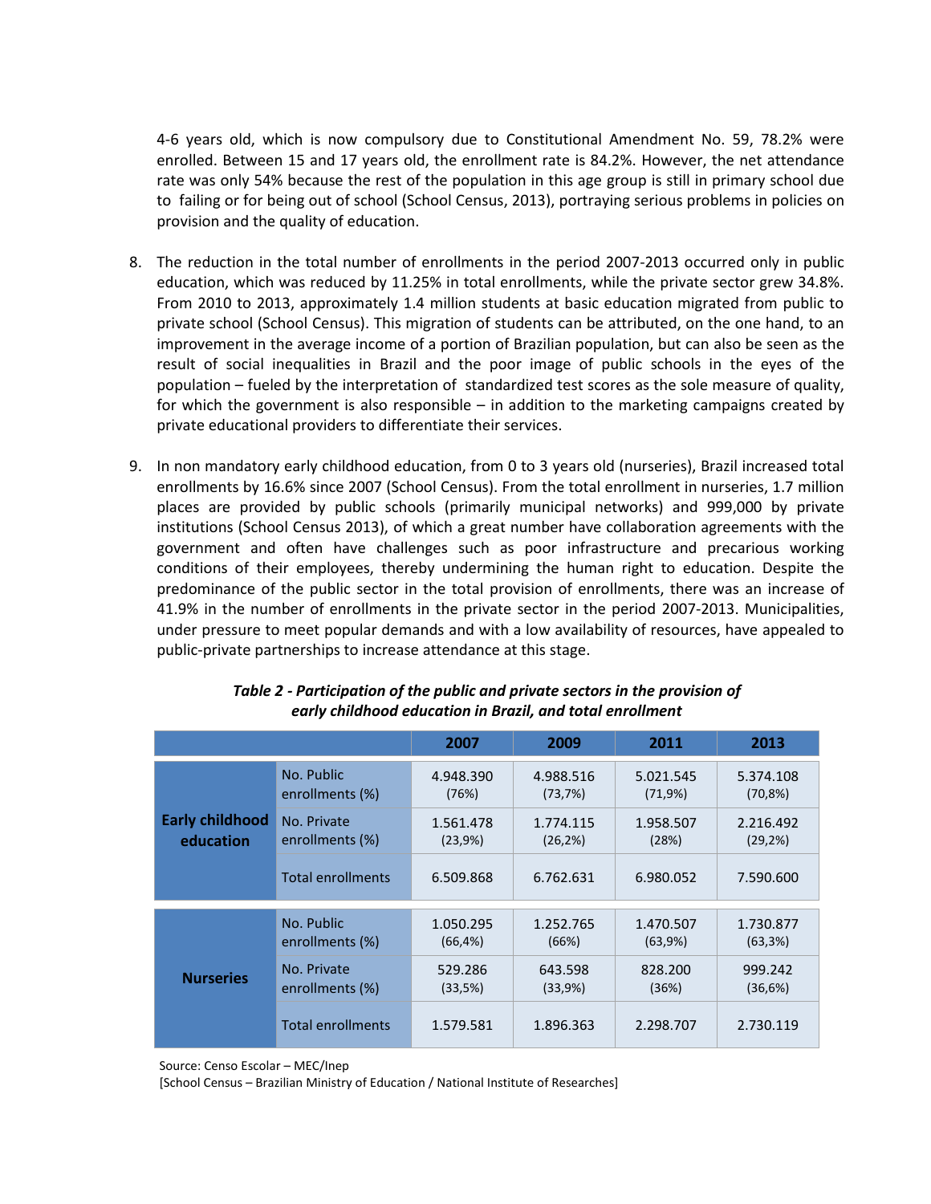4-6 years old, which is now compulsory due to Constitutional Amendment No. 59, 78.2% were enrolled. Between 15 and 17 years old, the enrollment rate is 84.2%. However, the net attendance rate was only 54% because the rest of the population in this age group is still in primary school due to failing or for being out of school (School Census, 2013), portraying serious problems in policies on provision and the quality of education.

8. The reduction in the total number of enrollments in the period 2007-2013 occurred only in public education, which was reduced by 11.25% in total enrollments, while the private sector grew 34.8%. From 2010 to 2013, approximately 1.4 million students at basic education migrated from public to private school (School Census). This migration of students can be attributed, on the one hand, to an improvement in the average income of a portion of Brazilian population, but can also be seen as the result of social inequalities in Brazil and the poor image of public schools in the eyes of the population – fueled by the interpretation of standardized test scores as the sole measure of quality, for which the government is also responsible – in addition to the marketing campaigns created by private educational providers to differentiate their services.

9. In non mandatory early childhood education, from 0 to 3 years old (nurseries), Brazil increased total enrollments by 16.6% since 2007 (School Census). From the total enrollment in nurseries, 1.7 million places are provided by public schools (primarily municipal networks) and 999,000 by private institutions (School Census 2013), of which a great number have collaboration agreements with the government and often have challenges such as poor infrastructure and precarious working conditions of their employees, thereby undermining the human right to education. Despite the predominance of the public sector in the total provision of enrollments, there was an increase of 41.9% in the number of enrollments in the private sector in the period 2007-2013. Municipalities, under pressure to meet popular demands and with a low availability of resources, have appealed to public-private partnerships to increase attendance at this stage.

***Table 2 - Participation of the public and private sectors in the provision of early childhood education in Brazil, and total enrollment***

| | | 2007 | 2009 | 2011 | 2013 |
|---|---|---|---|---|---|
| **Early childhood education** | No. Public enrollments (%) | 4.948.390 (76%) | 4.988.516 (73,7%) | 5.021.545 (71,9%) | 5.374.108 (70,8%) |
| | No. Private enrollments (%) | 1.561.478 (23,9%) | 1.774.115 (26,2%) | 1.958.507 (28%) | 2.216.492 (29,2%) |
| | Total enrollments | 6.509.868 | 6.762.631 | 6.980.052 | 7.590.600 |
| **Nurseries** | No. Public enrollments (%) | 1.050.295 (66,4%) | 1.252.765 (66%) | 1.470.507 (63,9%) | 1.730.877 (63,3%) |
| | No. Private enrollments (%) | 529.286 (33,5%) | 643.598 (33,9%) | 828.200 (36%) | 999.242 (36,6%) |
| | Total enrollments | 1.579.581 | 1.896.363 | 2.298.707 | 2.730.119 |

Source: Censo Escolar – MEC/Inep
[School Census – Brazilian Ministry of Education / National Institute of Researches]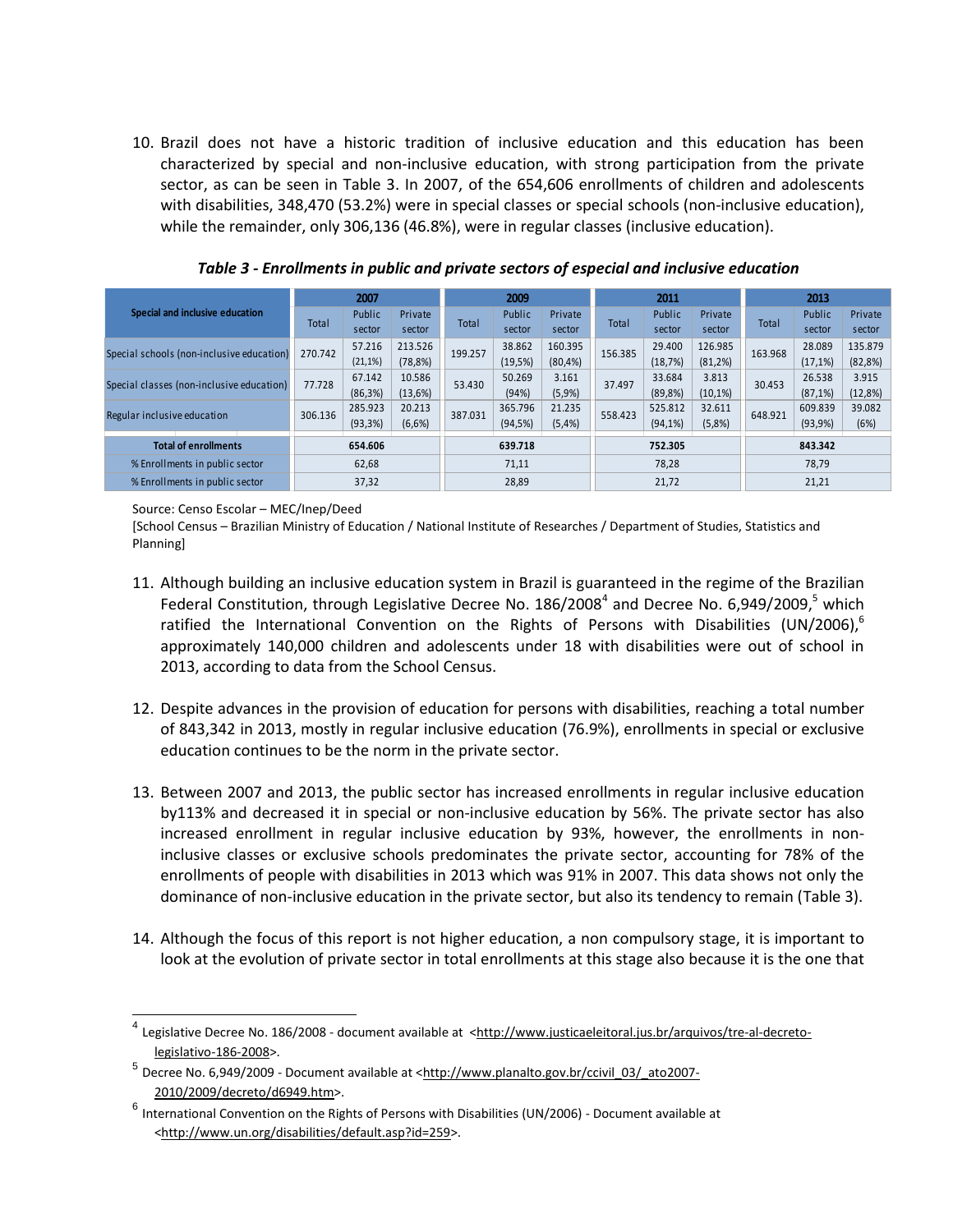10. Brazil does not have a historic tradition of inclusive education and this education has been characterized by special and non-inclusive education, with strong participation from the private sector, as can be seen in Table 3. In 2007, of the 654,606 enrollments of children and adolescents with disabilities, 348,470 (53.2%) were in special classes or special schools (non-inclusive education), while the remainder, only 306,136 (46.8%), were in regular classes (inclusive education).

***Table 3 - Enrollments in public and private sectors of especial and inclusive education***

| Special and inclusive education | 2007 | | | 2009 | | | 2011 | | | 2013 | | |
|---|---|---|---|---|---|---|---|---|---|---|---|---|
| | Total | Public sector | Private sector | Total | Public sector | Private sector | Total | Public sector | Private sector | Total | Public sector | Private sector |
| Special schools (non-inclusive education) | 270.742 | 57.216 (21,1%) | 213.526 (78,8%) | 199.257 | 38.862 (19,5%) | 160.395 (80,4%) | 156.385 | 29.400 (18,7%) | 126.985 (81,2%) | 163.968 | 28.089 (17,1%) | 135.879 (82,8%) |
| Special classes (non-inclusive education) | 77.728 | 67.142 (86,3%) | 10.586 (13,6%) | 53.430 | 50.269 (94%) | 3.161 (5,9%) | 37.497 | 33.684 (89,8%) | 3.813 (10,1%) | 30.453 | 26.538 (87,1%) | 3.915 (12,8%) |
| Regular inclusive education | 306.136 | 285.923 (93,3%) | 20.213 (6,6%) | 387.031 | 365.796 (94,5%) | 21.235 (5,4%) | 558.423 | 525.812 (94,1%) | 32.611 (5,8%) | 648.921 | 609.839 (93,9%) | 39.082 (6%) |
| **Total of enrollments** | **654.606** | | | **639.718** | | | **752.305** | | | **843.342** | | |
| % Enrollments in public sector | 62,68 | | | 71,11 | | | 78,28 | | | 78,79 | | |
| % Enrollments in public sector | 37,32 | | | 28,89 | | | 21,72 | | | 21,21 | | |

Source: Censo Escolar – MEC/Inep/Deed
[School Census – Brazilian Ministry of Education / National Institute of Researches / Department of Studies, Statistics and Planning]

11. Although building an inclusive education system in Brazil is guaranteed in the regime of the Brazilian Federal Constitution, through Legislative Decree No. 186/2008[4] and Decree No. 6,949/2009,[5] which ratified the International Convention on the Rights of Persons with Disabilities (UN/2006),[6] approximately 140,000 children and adolescents under 18 with disabilities were out of school in 2013, according to data from the School Census.

12. Despite advances in the provision of education for persons with disabilities, reaching a total number of 843,342 in 2013, mostly in regular inclusive education (76.9%), enrollments in special or exclusive education continues to be the norm in the private sector.

13. Between 2007 and 2013, the public sector has increased enrollments in regular inclusive education by113% and decreased it in special or non-inclusive education by 56%. The private sector has also increased enrollment in regular inclusive education by 93%, however, the enrollments in non-inclusive classes or exclusive schools predominates the private sector, accounting for 78% of the enrollments of people with disabilities in 2013 which was 91% in 2007. This data shows not only the dominance of non-inclusive education in the private sector, but also its tendency to remain (Table 3).

14. Although the focus of this report is not higher education, a non compulsory stage, it is important to look at the evolution of private sector in total enrollments at this stage also because it is the one that

---

[4] Legislative Decree No. 186/2008 - document available at <http://www.justicaeleitoral.jus.br/arquivos/tre-al-decreto-legislativo-186-2008>.

[5] Decree No. 6,949/2009 - Document available at <http://www.planalto.gov.br/ccivil_03/_ato2007-2010/2009/decreto/d6949.htm>.

[6] International Convention on the Rights of Persons with Disabilities (UN/2006) - Document available at <http://www.un.org/disabilities/default.asp?id=259>.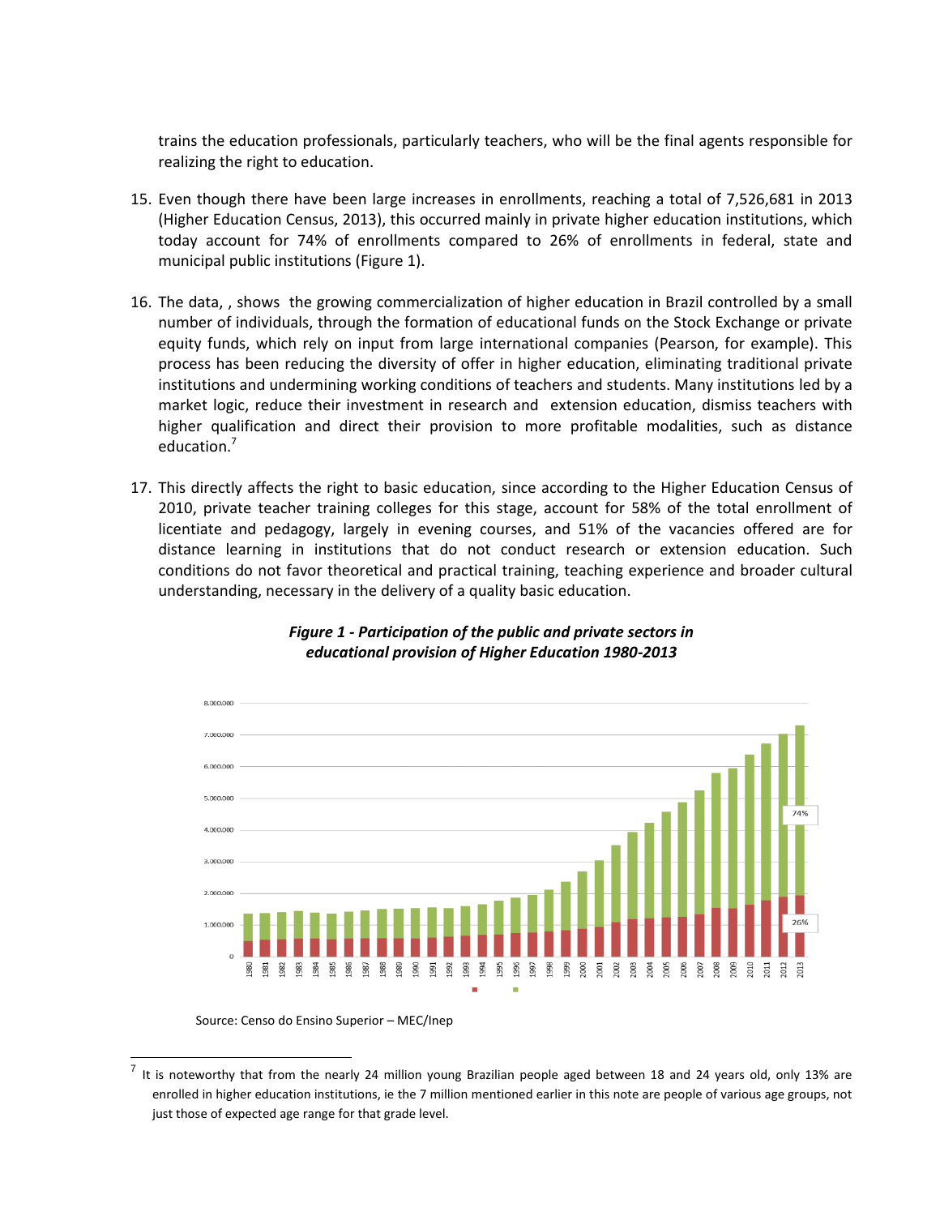trains the education professionals, particularly teachers, who will be the final agents responsible for realizing the right to education.

15. Even though there have been large increases in enrollments, reaching a total of 7,526,681 in 2013 (Higher Education Census, 2013), this occurred mainly in private higher education institutions, which today account for 74% of enrollments compared to 26% of enrollments in federal, state and municipal public institutions (Figure 1).

16. The data, , shows the growing commercialization of higher education in Brazil controlled by a small number of individuals, through the formation of educational funds on the Stock Exchange or private equity funds, which rely on input from large international companies (Pearson, for example). This process has been reducing the diversity of offer in higher education, eliminating traditional private institutions and undermining working conditions of teachers and students. Many institutions led by a market logic, reduce their investment in research and extension education, dismiss teachers with higher qualification and direct their provision to more profitable modalities, such as distance education.[7]

17. This directly affects the right to basic education, since according to the Higher Education Census of 2010, private teacher training colleges for this stage, account for 58% of the total enrollment of licentiate and pedagogy, largely in evening courses, and 51% of the vacancies offered are for distance learning in institutions that do not conduct research or extension education. Such conditions do not favor theoretical and practical training, teaching experience and broader cultural understanding, necessary in the delivery of a quality basic education.

***Figure 1 - Participation of the public and private sectors in educational provision of Higher Education 1980-2013***

Source: Censo do Ensino Superior – MEC/Inep

[7] It is noteworthy that from the nearly 24 million young Brazilian people aged between 18 and 24 years old, only 13% are enrolled in higher education institutions, ie the 7 million mentioned earlier in this note are people of various age groups, not just those of expected age range for that grade level.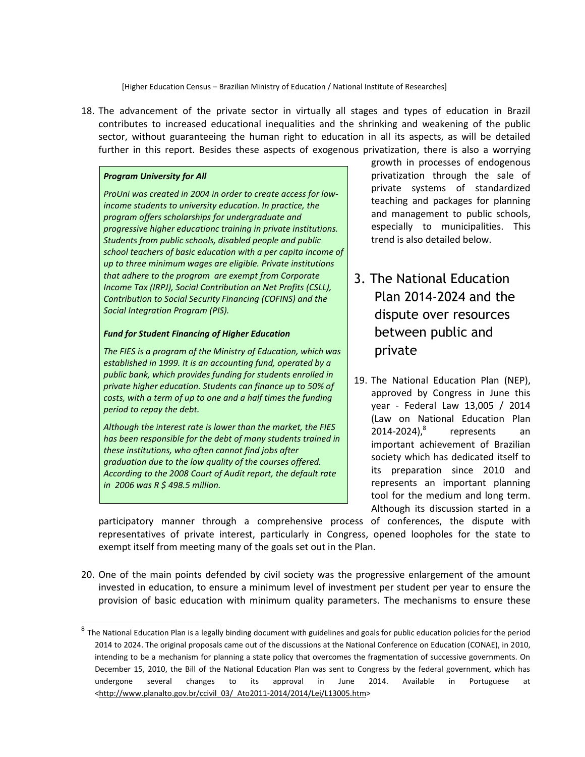[Higher Education Census – Brazilian Ministry of Education / National Institute of Researches]

18. The advancement of the private sector in virtually all stages and types of education in Brazil contributes to increased educational inequalities and the shrinking and weakening of the public sector, without guaranteeing the human right to education in all its aspects, as will be detailed further in this report. Besides these aspects of exogenous privatization, there is also a worrying growth in processes of endogenous privatization through the sale of private systems of standardized teaching and packages for planning and management to public schools, especially to municipalities. This trend is also detailed below.

> ***Program University for All***
>
> *ProUni was created in 2004 in order to create access for low-income students to university education. In practice, the program offers scholarships for undergraduate and progressive higher educationc training in private institutions. Students from public schools, disabled people and public school teachers of basic education with a per capita income of up to three minimum wages are eligible. Private institutions that adhere to the program are exempt from Corporate Income Tax (IRPJ), Social Contribution on Net Profits (CSLL), Contribution to Social Security Financing (COFINS) and the Social Integration Program (PIS).*
>
> ***Fund for Student Financing of Higher Education***
>
> *The FIES is a program of the Ministry of Education, which was established in 1999. It is an accounting fund, operated by a public bank, which provides funding for students enrolled in private higher education. Students can finance up to 50% of costs, with a term of up to one and a half times the funding period to repay the debt.*
>
> *Although the interest rate is lower than the market, the FIES has been responsible for the debt of many students trained in these institutions, who often cannot find jobs after graduation due to the low quality of the courses offered. According to the 2008 Court of Audit report, the default rate in 2006 was R $ 498.5 million.*

# 3. The National Education Plan 2014-2024 and the dispute over resources between public and private

19. The National Education Plan (NEP), approved by Congress in June this year - Federal Law 13,005 / 2014 (Law on National Education Plan 2014-2024),[8] represents an important achievement of Brazilian society which has dedicated itself to its preparation since 2010 and represents an important planning tool for the medium and long term. Although its discussion started in a participatory manner through a comprehensive process of conferences, the dispute with representatives of private interest, particularly in Congress, opened loopholes for the state to exempt itself from meeting many of the goals set out in the Plan.

20. One of the main points defended by civil society was the progressive enlargement of the amount invested in education, to ensure a minimum level of investment per student per year to ensure the provision of basic education with minimum quality parameters. The mechanisms to ensure these

[8] The National Education Plan is a legally binding document with guidelines and goals for public education policies for the period 2014 to 2024. The original proposals came out of the discussions at the National Conference on Education (CONAE), in 2010, intending to be a mechanism for planning a state policy that overcomes the fragmentation of successive governments. On December 15, 2010, the Bill of the National Education Plan was sent to Congress by the federal government, which has undergone several changes to its approval in June 2014. Available in Portuguese at <http://www.planalto.gov.br/ccivil_03/_Ato2011-2014/2014/Lei/L13005.htm>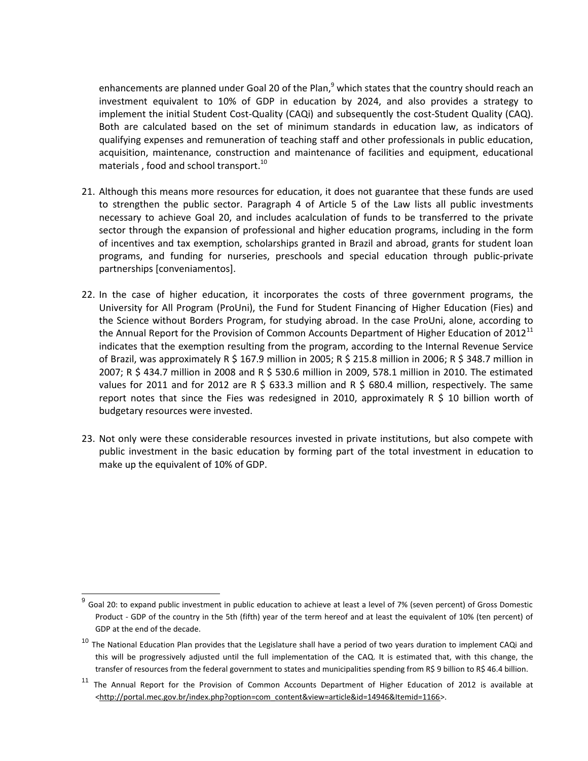enhancements are planned under Goal 20 of the Plan,[9] which states that the country should reach an investment equivalent to 10% of GDP in education by 2024, and also provides a strategy to implement the initial Student Cost-Quality (CAQi) and subsequently the cost-Student Quality (CAQ). Both are calculated based on the set of minimum standards in education law, as indicators of qualifying expenses and remuneration of teaching staff and other professionals in public education, acquisition, maintenance, construction and maintenance of facilities and equipment, educational materials , food and school transport.[10]

21. Although this means more resources for education, it does not guarantee that these funds are used to strengthen the public sector. Paragraph 4 of Article 5 of the Law lists all public investments necessary to achieve Goal 20, and includes acalculation of funds to be transferred to the private sector through the expansion of professional and higher education programs, including in the form of incentives and tax exemption, scholarships granted in Brazil and abroad, grants for student loan programs, and funding for nurseries, preschools and special education through public-private partnerships [conveniamentos].

22. In the case of higher education, it incorporates the costs of three government programs, the University for All Program (ProUni), the Fund for Student Financing of Higher Education (Fies) and the Science without Borders Program, for studying abroad. In the case ProUni, alone, according to the Annual Report for the Provision of Common Accounts Department of Higher Education of 2012[11] indicates that the exemption resulting from the program, according to the Internal Revenue Service of Brazil, was approximately R $ 167.9 million in 2005; R $ 215.8 million in 2006; R $ 348.7 million in 2007; R $ 434.7 million in 2008 and R $ 530.6 million in 2009, 578.1 million in 2010. The estimated values for 2011 and for 2012 are R $ 633.3 million and R $ 680.4 million, respectively. The same report notes that since the Fies was redesigned in 2010, approximately R $ 10 billion worth of budgetary resources were invested.

23. Not only were these considerable resources invested in private institutions, but also compete with public investment in the basic education by forming part of the total investment in education to make up the equivalent of 10% of GDP.

---

[9] Goal 20: to expand public investment in public education to achieve at least a level of 7% (seven percent) of Gross Domestic Product - GDP of the country in the 5th (fifth) year of the term hereof and at least the equivalent of 10% (ten percent) of GDP at the end of the decade.

[10] The National Education Plan provides that the Legislature shall have a period of two years duration to implement CAQi and this will be progressively adjusted until the full implementation of the CAQ. It is estimated that, with this change, the transfer of resources from the federal government to states and municipalities spending from R$ 9 billion to R$ 46.4 billion.

[11] The Annual Report for the Provision of Common Accounts Department of Higher Education of 2012 is available at <http://portal.mec.gov.br/index.php?option=com_content&view=article&id=14946&Itemid=1166>.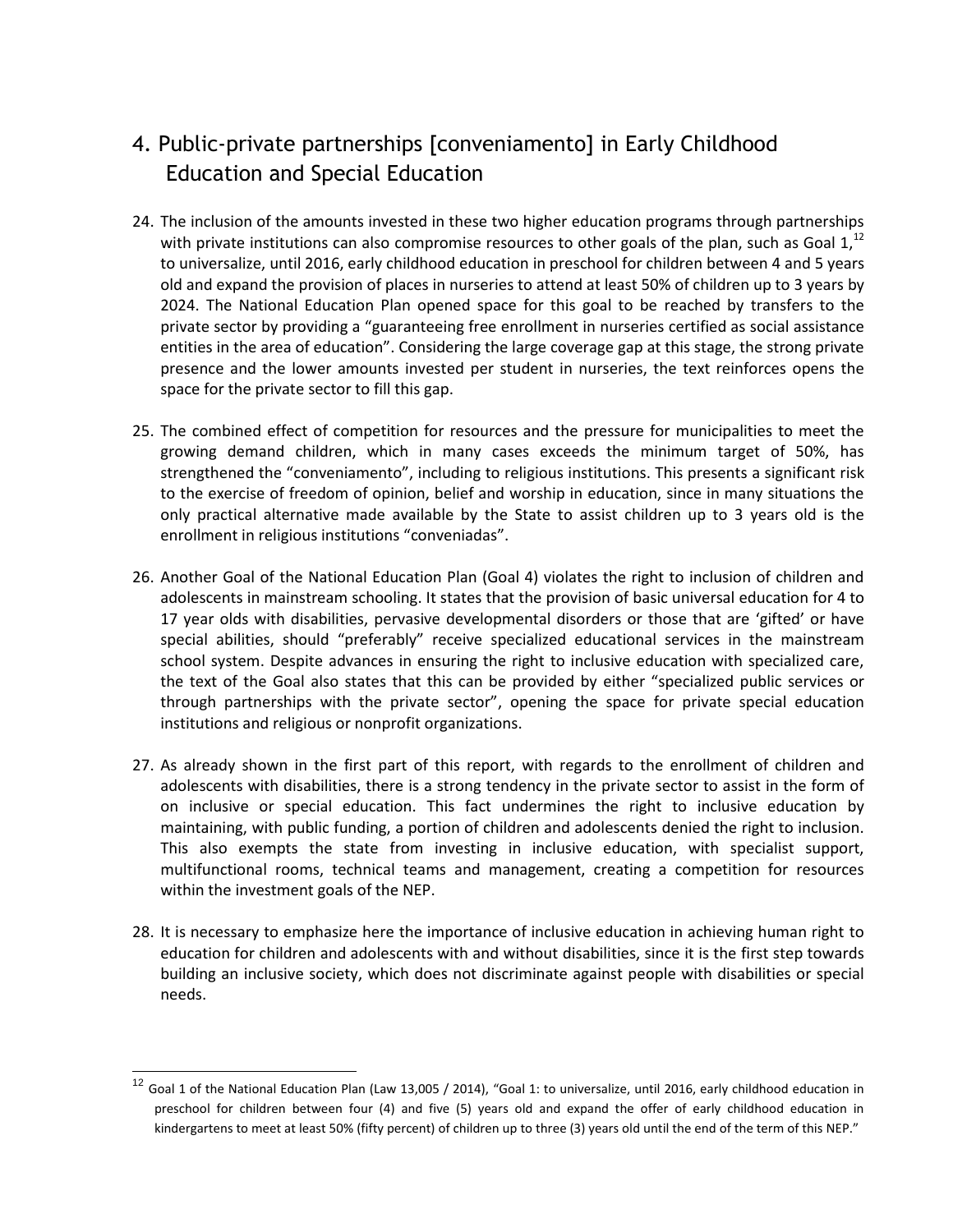## 4. Public-private partnerships [conveniamento] in Early Childhood Education and Special Education

24. The inclusion of the amounts invested in these two higher education programs through partnerships with private institutions can also compromise resources to other goals of the plan, such as Goal 1,[12] to universalize, until 2016, early childhood education in preschool for children between 4 and 5 years old and expand the provision of places in nurseries to attend at least 50% of children up to 3 years by 2024. The National Education Plan opened space for this goal to be reached by transfers to the private sector by providing a "guaranteeing free enrollment in nurseries certified as social assistance entities in the area of education". Considering the large coverage gap at this stage, the strong private presence and the lower amounts invested per student in nurseries, the text reinforces opens the space for the private sector to fill this gap.

25. The combined effect of competition for resources and the pressure for municipalities to meet the growing demand children, which in many cases exceeds the minimum target of 50%, has strengthened the "conveniamento", including to religious institutions. This presents a significant risk to the exercise of freedom of opinion, belief and worship in education, since in many situations the only practical alternative made available by the State to assist children up to 3 years old is the enrollment in religious institutions "conveniadas".

26. Another Goal of the National Education Plan (Goal 4) violates the right to inclusion of children and adolescents in mainstream schooling. It states that the provision of basic universal education for 4 to 17 year olds with disabilities, pervasive developmental disorders or those that are 'gifted' or have special abilities, should "preferably" receive specialized educational services in the mainstream school system. Despite advances in ensuring the right to inclusive education with specialized care, the text of the Goal also states that this can be provided by either "specialized public services or through partnerships with the private sector", opening the space for private special education institutions and religious or nonprofit organizations.

27. As already shown in the first part of this report, with regards to the enrollment of children and adolescents with disabilities, there is a strong tendency in the private sector to assist in the form of on inclusive or special education. This fact undermines the right to inclusive education by maintaining, with public funding, a portion of children and adolescents denied the right to inclusion. This also exempts the state from investing in inclusive education, with specialist support, multifunctional rooms, technical teams and management, creating a competition for resources within the investment goals of the NEP.

28. It is necessary to emphasize here the importance of inclusive education in achieving human right to education for children and adolescents with and without disabilities, since it is the first step towards building an inclusive society, which does not discriminate against people with disabilities or special needs.

---

[12] Goal 1 of the National Education Plan (Law 13,005 / 2014), "Goal 1: to universalize, until 2016, early childhood education in preschool for children between four (4) and five (5) years old and expand the offer of early childhood education in kindergartens to meet at least 50% (fifty percent) of children up to three (3) years old until the end of the term of this NEP."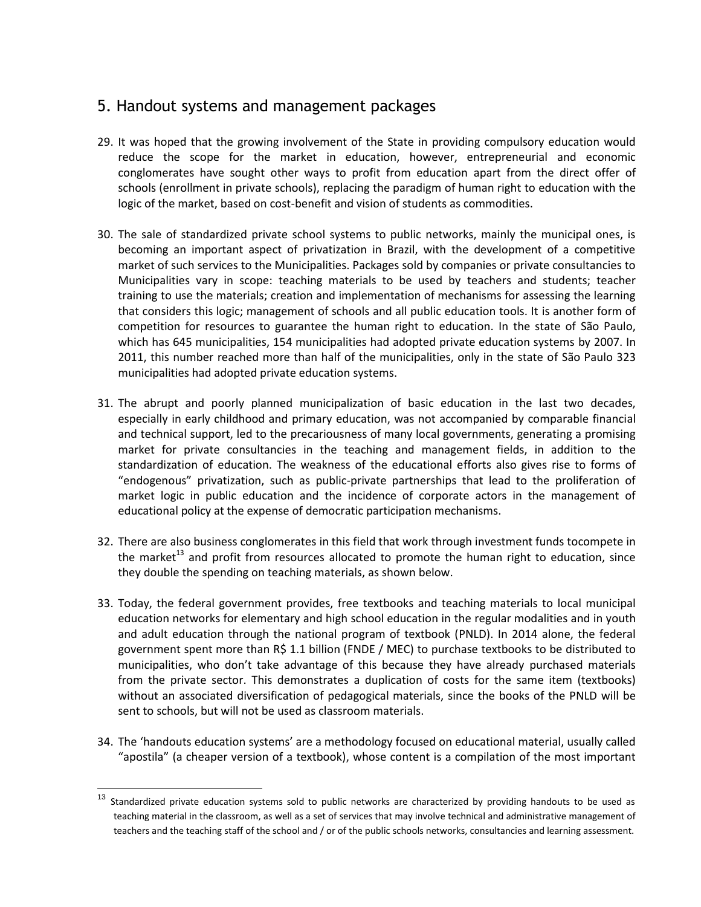## 5. Handout systems and management packages

29. It was hoped that the growing involvement of the State in providing compulsory education would reduce the scope for the market in education, however, entrepreneurial and economic conglomerates have sought other ways to profit from education apart from the direct offer of schools (enrollment in private schools), replacing the paradigm of human right to education with the logic of the market, based on cost-benefit and vision of students as commodities.

30. The sale of standardized private school systems to public networks, mainly the municipal ones, is becoming an important aspect of privatization in Brazil, with the development of a competitive market of such services to the Municipalities. Packages sold by companies or private consultancies to Municipalities vary in scope: teaching materials to be used by teachers and students; teacher training to use the materials; creation and implementation of mechanisms for assessing the learning that considers this logic; management of schools and all public education tools. It is another form of competition for resources to guarantee the human right to education. In the state of São Paulo, which has 645 municipalities, 154 municipalities had adopted private education systems by 2007. In 2011, this number reached more than half of the municipalities, only in the state of São Paulo 323 municipalities had adopted private education systems.

31. The abrupt and poorly planned municipalization of basic education in the last two decades, especially in early childhood and primary education, was not accompanied by comparable financial and technical support, led to the precariousness of many local governments, generating a promising market for private consultancies in the teaching and management fields, in addition to the standardization of education. The weakness of the educational efforts also gives rise to forms of "endogenous" privatization, such as public-private partnerships that lead to the proliferation of market logic in public education and the incidence of corporate actors in the management of educational policy at the expense of democratic participation mechanisms.

32. There are also business conglomerates in this field that work through investment funds tocompete in the market[13] and profit from resources allocated to promote the human right to education, since they double the spending on teaching materials, as shown below.

33. Today, the federal government provides, free textbooks and teaching materials to local municipal education networks for elementary and high school education in the regular modalities and in youth and adult education through the national program of textbook (PNLD). In 2014 alone, the federal government spent more than R$ 1.1 billion (FNDE / MEC) to purchase textbooks to be distributed to municipalities, who don't take advantage of this because they have already purchased materials from the private sector. This demonstrates a duplication of costs for the same item (textbooks) without an associated diversification of pedagogical materials, since the books of the PNLD will be sent to schools, but will not be used as classroom materials.

34. The 'handouts education systems' are a methodology focused on educational material, usually called "apostila" (a cheaper version of a textbook), whose content is a compilation of the most important

---

[13] Standardized private education systems sold to public networks are characterized by providing handouts to be used as teaching material in the classroom, as well as a set of services that may involve technical and administrative management of teachers and the teaching staff of the school and / or of the public schools networks, consultancies and learning assessment.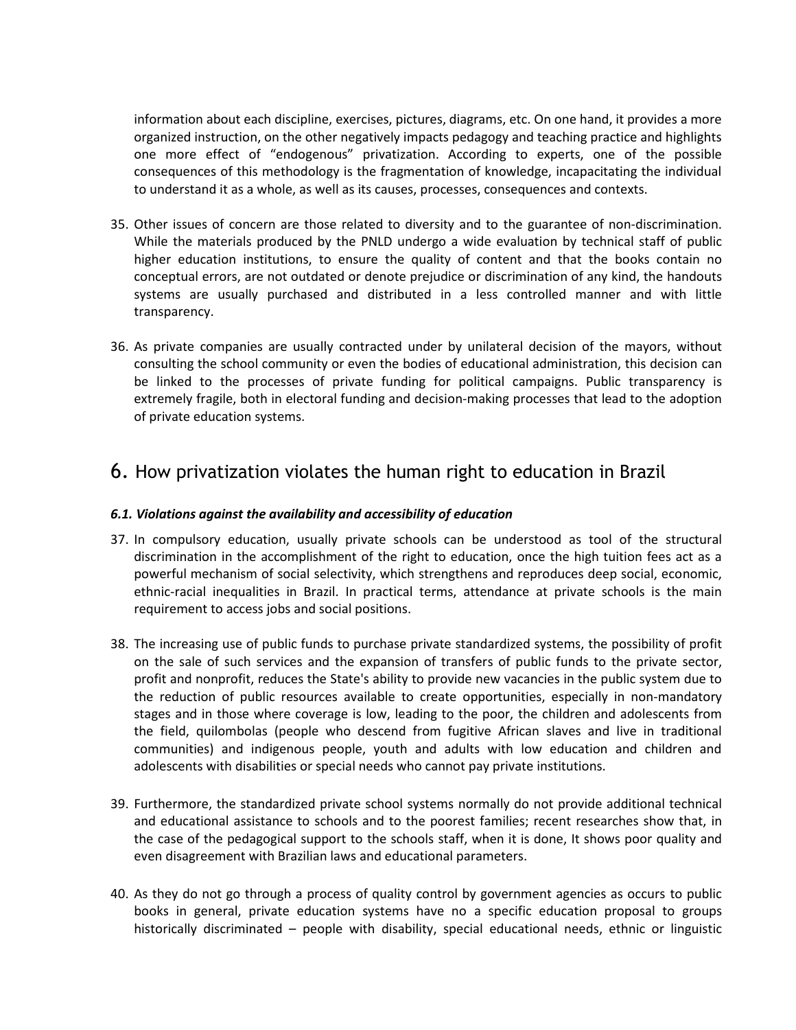information about each discipline, exercises, pictures, diagrams, etc. On one hand, it provides a more organized instruction, on the other negatively impacts pedagogy and teaching practice and highlights one more effect of "endogenous" privatization. According to experts, one of the possible consequences of this methodology is the fragmentation of knowledge, incapacitating the individual to understand it as a whole, as well as its causes, processes, consequences and contexts.

35. Other issues of concern are those related to diversity and to the guarantee of non-discrimination. While the materials produced by the PNLD undergo a wide evaluation by technical staff of public higher education institutions, to ensure the quality of content and that the books contain no conceptual errors, are not outdated or denote prejudice or discrimination of any kind, the handouts systems are usually purchased and distributed in a less controlled manner and with little transparency.

36. As private companies are usually contracted under by unilateral decision of the mayors, without consulting the school community or even the bodies of educational administration, this decision can be linked to the processes of private funding for political campaigns. Public transparency is extremely fragile, both in electoral funding and decision-making processes that lead to the adoption of private education systems.

## 6. How privatization violates the human right to education in Brazil

### *6.1. Violations against the availability and accessibility of education*

37. In compulsory education, usually private schools can be understood as tool of the structural discrimination in the accomplishment of the right to education, once the high tuition fees act as a powerful mechanism of social selectivity, which strengthens and reproduces deep social, economic, ethnic-racial inequalities in Brazil. In practical terms, attendance at private schools is the main requirement to access jobs and social positions.

38. The increasing use of public funds to purchase private standardized systems, the possibility of profit on the sale of such services and the expansion of transfers of public funds to the private sector, profit and nonprofit, reduces the State's ability to provide new vacancies in the public system due to the reduction of public resources available to create opportunities, especially in non-mandatory stages and in those where coverage is low, leading to the poor, the children and adolescents from the field, quilombolas (people who descend from fugitive African slaves and live in traditional communities) and indigenous people, youth and adults with low education and children and adolescents with disabilities or special needs who cannot pay private institutions.

39. Furthermore, the standardized private school systems normally do not provide additional technical and educational assistance to schools and to the poorest families; recent researches show that, in the case of the pedagogical support to the schools staff, when it is done, It shows poor quality and even disagreement with Brazilian laws and educational parameters.

40. As they do not go through a process of quality control by government agencies as occurs to public books in general, private education systems have no a specific education proposal to groups historically discriminated – people with disability, special educational needs, ethnic or linguistic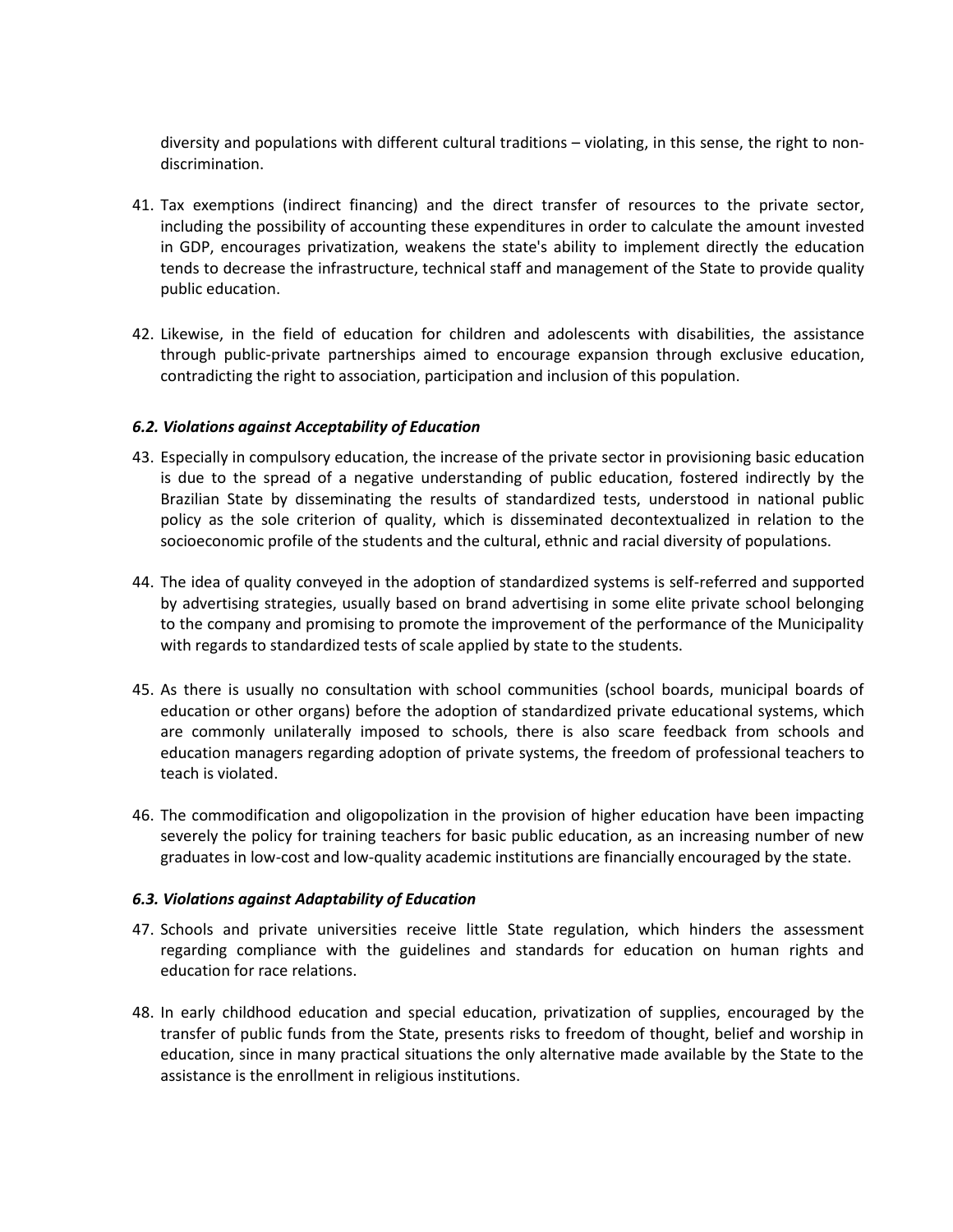diversity and populations with different cultural traditions – violating, in this sense, the right to non-discrimination.

41. Tax exemptions (indirect financing) and the direct transfer of resources to the private sector, including the possibility of accounting these expenditures in order to calculate the amount invested in GDP, encourages privatization, weakens the state's ability to implement directly the education tends to decrease the infrastructure, technical staff and management of the State to provide quality public education.

42. Likewise, in the field of education for children and adolescents with disabilities, the assistance through public-private partnerships aimed to encourage expansion through exclusive education, contradicting the right to association, participation and inclusion of this population.

### *6.2. Violations against Acceptability of Education*

43. Especially in compulsory education, the increase of the private sector in provisioning basic education is due to the spread of a negative understanding of public education, fostered indirectly by the Brazilian State by disseminating the results of standardized tests, understood in national public policy as the sole criterion of quality, which is disseminated decontextualized in relation to the socioeconomic profile of the students and the cultural, ethnic and racial diversity of populations.

44. The idea of quality conveyed in the adoption of standardized systems is self-referred and supported by advertising strategies, usually based on brand advertising in some elite private school belonging to the company and promising to promote the improvement of the performance of the Municipality with regards to standardized tests of scale applied by state to the students.

45. As there is usually no consultation with school communities (school boards, municipal boards of education or other organs) before the adoption of standardized private educational systems, which are commonly unilaterally imposed to schools, there is also scare feedback from schools and education managers regarding adoption of private systems, the freedom of professional teachers to teach is violated.

46. The commodification and oligopolization in the provision of higher education have been impacting severely the policy for training teachers for basic public education, as an increasing number of new graduates in low-cost and low-quality academic institutions are financially encouraged by the state.

### *6.3. Violations against Adaptability of Education*

47. Schools and private universities receive little State regulation, which hinders the assessment regarding compliance with the guidelines and standards for education on human rights and education for race relations.

48. In early childhood education and special education, privatization of supplies, encouraged by the transfer of public funds from the State, presents risks to freedom of thought, belief and worship in education, since in many practical situations the only alternative made available by the State to the assistance is the enrollment in religious institutions.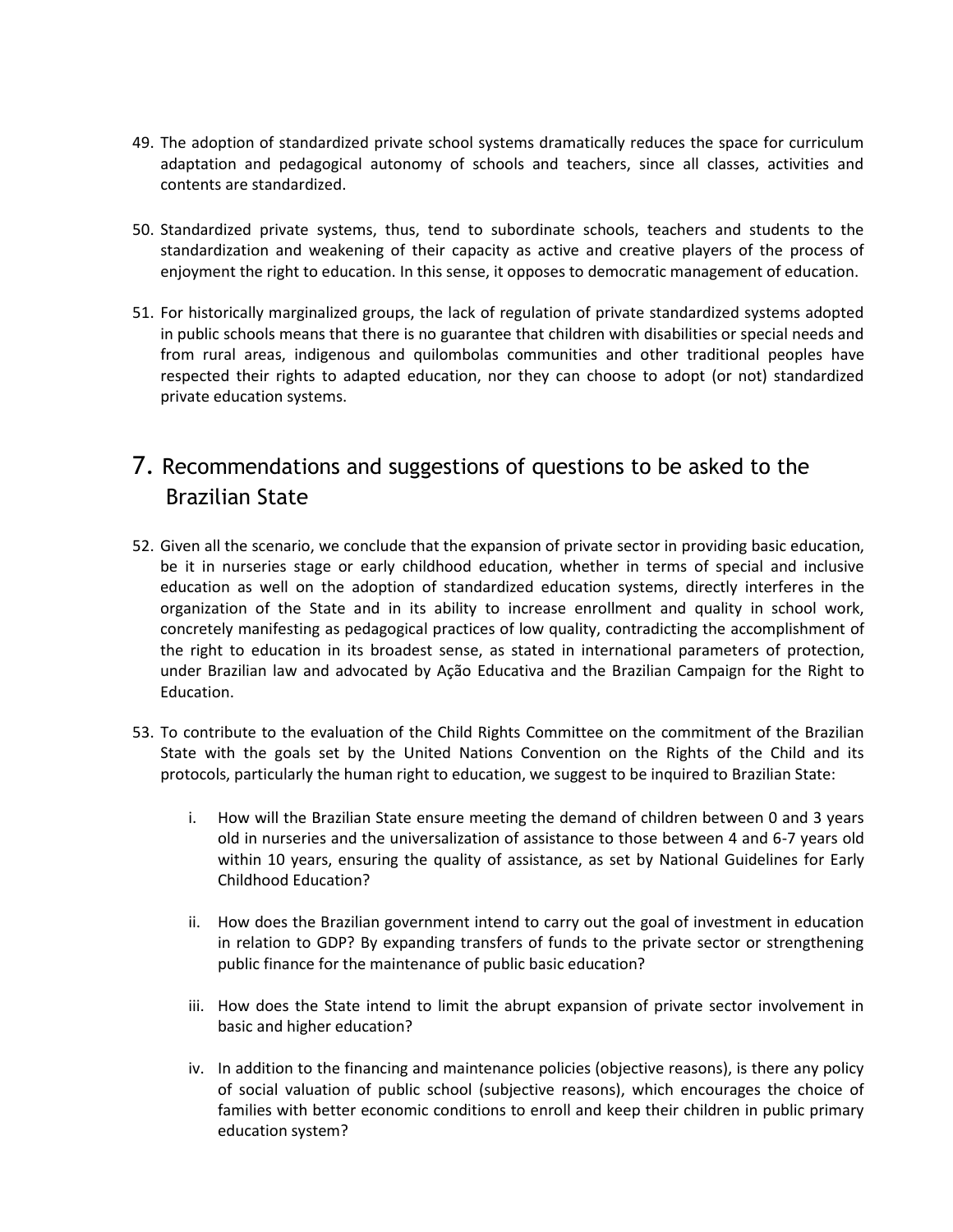49. The adoption of standardized private school systems dramatically reduces the space for curriculum adaptation and pedagogical autonomy of schools and teachers, since all classes, activities and contents are standardized.

50. Standardized private systems, thus, tend to subordinate schools, teachers and students to the standardization and weakening of their capacity as active and creative players of the process of enjoyment the right to education. In this sense, it opposes to democratic management of education.

51. For historically marginalized groups, the lack of regulation of private standardized systems adopted in public schools means that there is no guarantee that children with disabilities or special needs and from rural areas, indigenous and quilombolas communities and other traditional peoples have respected their rights to adapted education, nor they can choose to adopt (or not) standardized private education systems.

## 7. Recommendations and suggestions of questions to be asked to the Brazilian State

52. Given all the scenario, we conclude that the expansion of private sector in providing basic education, be it in nurseries stage or early childhood education, whether in terms of special and inclusive education as well on the adoption of standardized education systems, directly interferes in the organization of the State and in its ability to increase enrollment and quality in school work, concretely manifesting as pedagogical practices of low quality, contradicting the accomplishment of the right to education in its broadest sense, as stated in international parameters of protection, under Brazilian law and advocated by Ação Educativa and the Brazilian Campaign for the Right to Education.

53. To contribute to the evaluation of the Child Rights Committee on the commitment of the Brazilian State with the goals set by the United Nations Convention on the Rights of the Child and its protocols, particularly the human right to education, we suggest to be inquired to Brazilian State:

    i. How will the Brazilian State ensure meeting the demand of children between 0 and 3 years old in nurseries and the universalization of assistance to those between 4 and 6-7 years old within 10 years, ensuring the quality of assistance, as set by National Guidelines for Early Childhood Education?

    ii. How does the Brazilian government intend to carry out the goal of investment in education in relation to GDP? By expanding transfers of funds to the private sector or strengthening public finance for the maintenance of public basic education?

    iii. How does the State intend to limit the abrupt expansion of private sector involvement in basic and higher education?

    iv. In addition to the financing and maintenance policies (objective reasons), is there any policy of social valuation of public school (subjective reasons), which encourages the choice of families with better economic conditions to enroll and keep their children in public primary education system?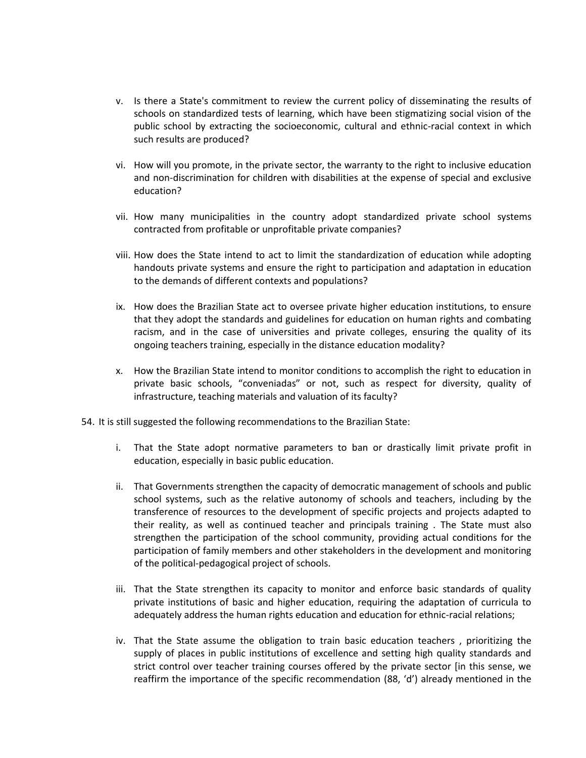v. Is there a State's commitment to review the current policy of disseminating the results of schools on standardized tests of learning, which have been stigmatizing social vision of the public school by extracting the socioeconomic, cultural and ethnic-racial context in which such results are produced?

vi. How will you promote, in the private sector, the warranty to the right to inclusive education and non-discrimination for children with disabilities at the expense of special and exclusive education?

vii. How many municipalities in the country adopt standardized private school systems contracted from profitable or unprofitable private companies?

viii. How does the State intend to act to limit the standardization of education while adopting handouts private systems and ensure the right to participation and adaptation in education to the demands of different contexts and populations?

ix. How does the Brazilian State act to oversee private higher education institutions, to ensure that they adopt the standards and guidelines for education on human rights and combating racism, and in the case of universities and private colleges, ensuring the quality of its ongoing teachers training, especially in the distance education modality?

x. How the Brazilian State intend to monitor conditions to accomplish the right to education in private basic schools, "conveniadas" or not, such as respect for diversity, quality of infrastructure, teaching materials and valuation of its faculty?

54. It is still suggested the following recommendations to the Brazilian State:

i. That the State adopt normative parameters to ban or drastically limit private profit in education, especially in basic public education.

ii. That Governments strengthen the capacity of democratic management of schools and public school systems, such as the relative autonomy of schools and teachers, including by the transference of resources to the development of specific projects and projects adapted to their reality, as well as continued teacher and principals training . The State must also strengthen the participation of the school community, providing actual conditions for the participation of family members and other stakeholders in the development and monitoring of the political-pedagogical project of schools.

iii. That the State strengthen its capacity to monitor and enforce basic standards of quality private institutions of basic and higher education, requiring the adaptation of curricula to adequately address the human rights education and education for ethnic-racial relations;

iv. That the State assume the obligation to train basic education teachers , prioritizing the supply of places in public institutions of excellence and setting high quality standards and strict control over teacher training courses offered by the private sector [in this sense, we reaffirm the importance of the specific recommendation (88, 'd') already mentioned in the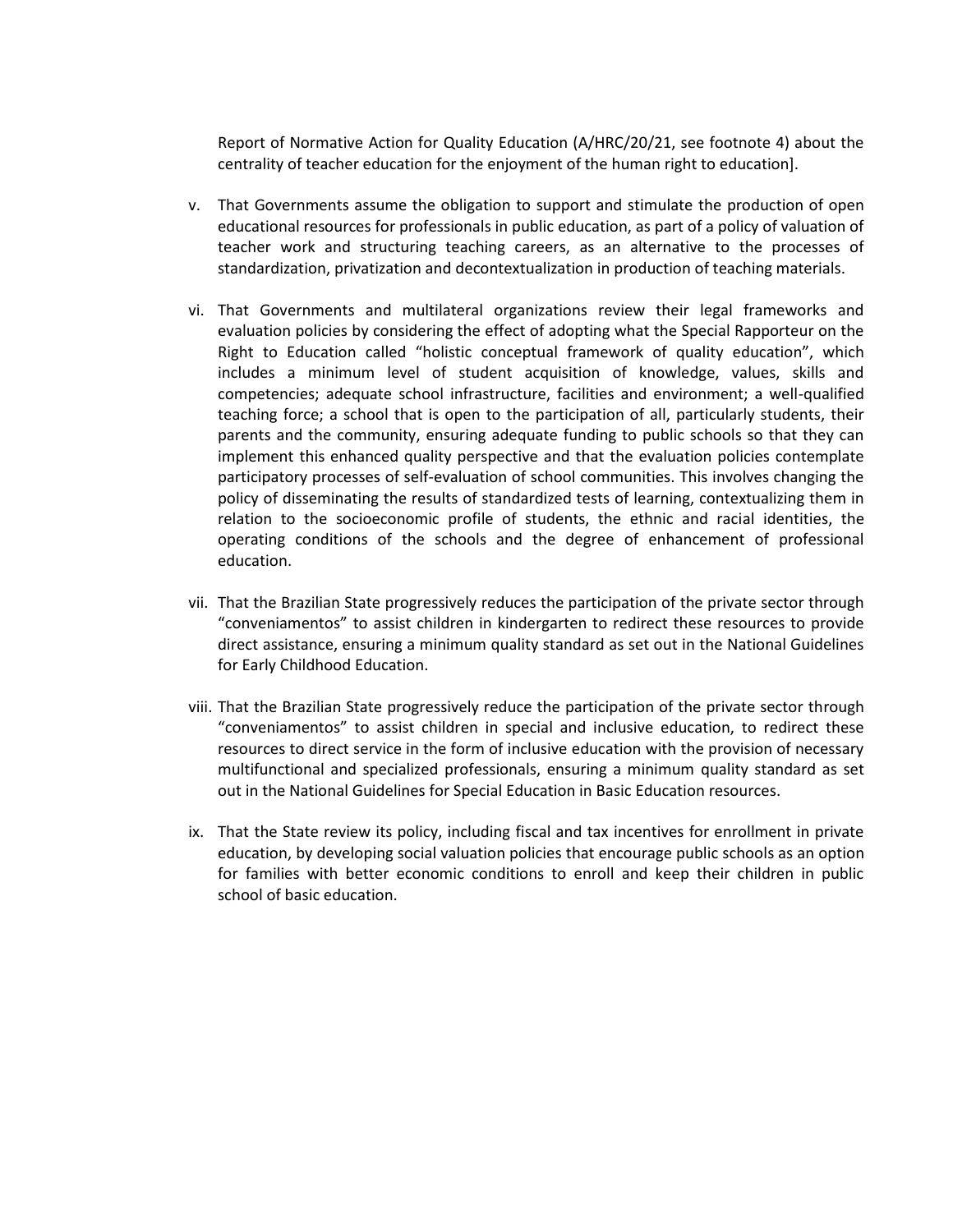Report of Normative Action for Quality Education (A/HRC/20/21, see footnote 4) about the centrality of teacher education for the enjoyment of the human right to education].

v. That Governments assume the obligation to support and stimulate the production of open educational resources for professionals in public education, as part of a policy of valuation of teacher work and structuring teaching careers, as an alternative to the processes of standardization, privatization and decontextualization in production of teaching materials.

vi. That Governments and multilateral organizations review their legal frameworks and evaluation policies by considering the effect of adopting what the Special Rapporteur on the Right to Education called "holistic conceptual framework of quality education", which includes a minimum level of student acquisition of knowledge, values, skills and competencies; adequate school infrastructure, facilities and environment; a well-qualified teaching force; a school that is open to the participation of all, particularly students, their parents and the community, ensuring adequate funding to public schools so that they can implement this enhanced quality perspective and that the evaluation policies contemplate participatory processes of self-evaluation of school communities. This involves changing the policy of disseminating the results of standardized tests of learning, contextualizing them in relation to the socioeconomic profile of students, the ethnic and racial identities, the operating conditions of the schools and the degree of enhancement of professional education.

vii. That the Brazilian State progressively reduces the participation of the private sector through "conveniamentos" to assist children in kindergarten to redirect these resources to provide direct assistance, ensuring a minimum quality standard as set out in the National Guidelines for Early Childhood Education.

viii. That the Brazilian State progressively reduce the participation of the private sector through "conveniamentos" to assist children in special and inclusive education, to redirect these resources to direct service in the form of inclusive education with the provision of necessary multifunctional and specialized professionals, ensuring a minimum quality standard as set out in the National Guidelines for Special Education in Basic Education resources.

ix. That the State review its policy, including fiscal and tax incentives for enrollment in private education, by developing social valuation policies that encourage public schools as an option for families with better economic conditions to enroll and keep their children in public school of basic education.